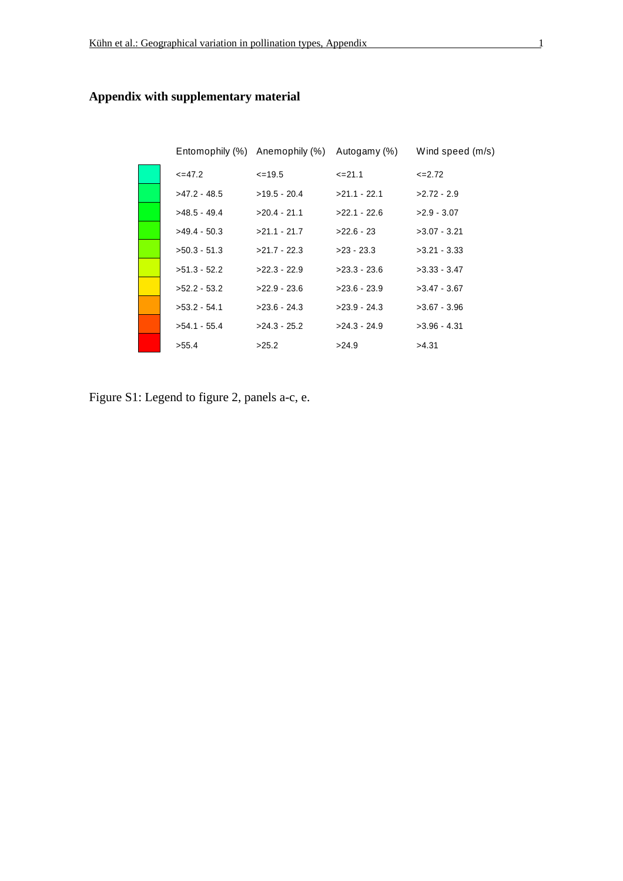## Appendix with supplementary material

| | Entomophily (%) | Anemophily (%) | Autogamy (%) | Wind speed (m/s) |
|---|---|---|---|---|
| | <=47.2 | <=19.5 | <=21.1 | <=2.72 |
| | >47.2 - 48.5 | >19.5 - 20.4 | >21.1 - 22.1 | >2.72 - 2.9 |
| | >48.5 - 49.4 | >20.4 - 21.1 | >22.1 - 22.6 | >2.9 - 3.07 |
| | >49.4 - 50.3 | >21.1 - 21.7 | >22.6 - 23 | >3.07 - 3.21 |
| | >50.3 - 51.3 | >21.7 - 22.3 | >23 - 23.3 | >3.21 - 3.33 |
| | >51.3 - 52.2 | >22.3 - 22.9 | >23.3 - 23.6 | >3.33 - 3.47 |
| | >52.2 - 53.2 | >22.9 - 23.6 | >23.6 - 23.9 | >3.47 - 3.67 |
| | >53.2 - 54.1 | >23.6 - 24.3 | >23.9 - 24.3 | >3.67 - 3.96 |
| | >54.1 - 55.4 | >24.3 - 25.2 | >24.3 - 24.9 | >3.96 - 4.31 |
| | >55.4 | >25.2 | >24.9 | >4.31 |

Figure S1: Legend to figure 2, panels a-c, e.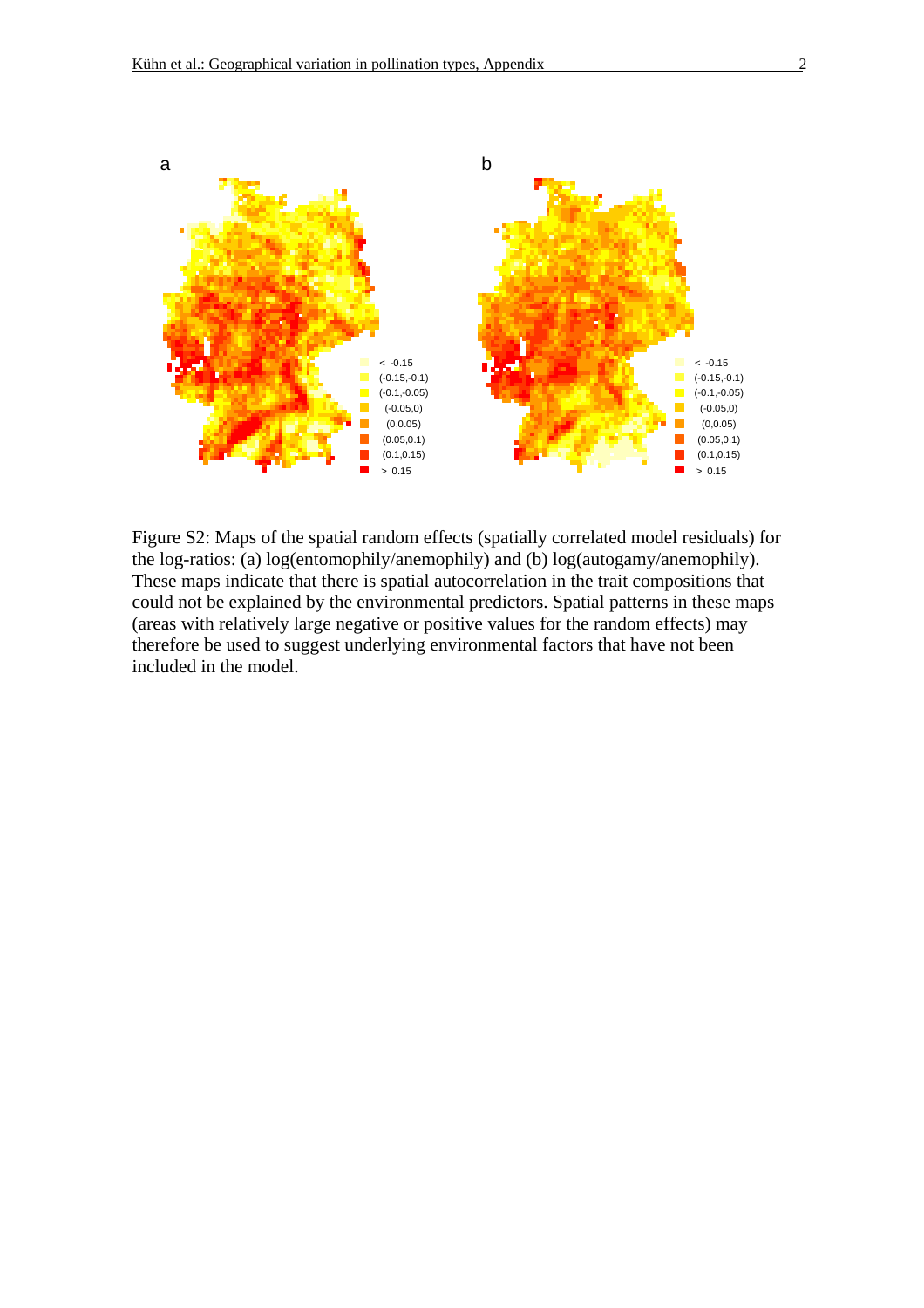a

< -0.15
(-0.15,-0.1)
(-0.1,-0.05)
(-0.05,0)
(0,0.05)
(0.05,0.1)
(0.1,0.15)
> 0.15

b

< -0.15
(-0.15,-0.1)
(-0.1,-0.05)
(-0.05,0)
(0,0.05)
(0.05,0.1)
(0.1,0.15)
> 0.15

Figure S2: Maps of the spatial random effects (spatially correlated model residuals) for the log-ratios: (a) log(entomophily/anemophily) and (b) log(autogamy/anemophily). These maps indicate that there is spatial autocorrelation in the trait compositions that could not be explained by the environmental predictors. Spatial patterns in these maps (areas with relatively large negative or positive values for the random effects) may therefore be used to suggest underlying environmental factors that have not been included in the model.